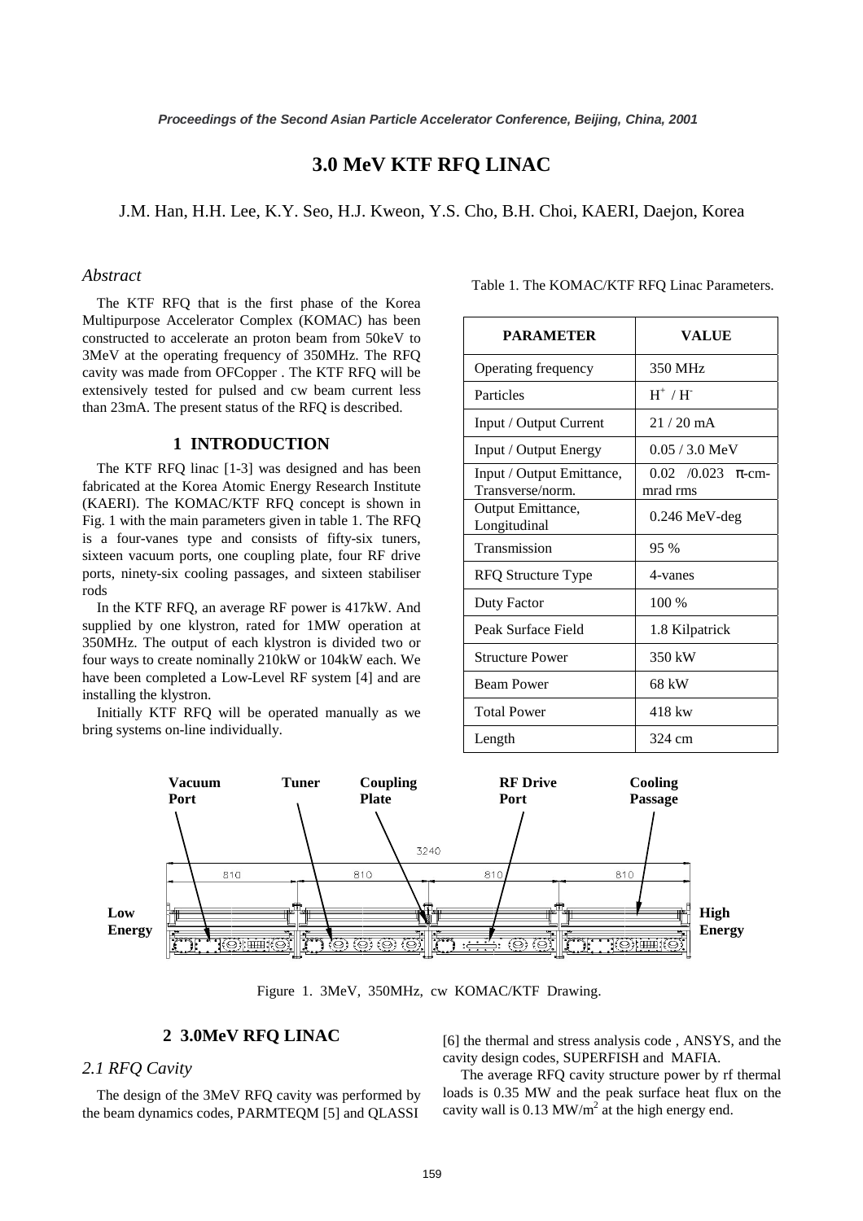# 3.0 MeV KTF RFQ LINAC

J.M. Han, H.H. Lee, K.Y. Seo, H.J. Kweon, Y.S. Cho, B.H. Choi, KAERI, Daejon, Korea

## *Abstract*

The KTF RFQ that is the first phase of the Korea Multipurpose Accelerator Complex (KOMAC) has been constructed to accelerate an proton beam from 50keV to 3MeV at the operating frequency of 350MHz. The RFQ cavity was made from OFCopper . The KTF RFQ will be extensively tested for pulsed and cw beam current less than 23mA. The present status of the RFQ is described.

## 1 INTRODUCTION

The KTF RFQ linac [1-3] was designed and has been fabricated at the Korea Atomic Energy Research Institute (KAERI). The KOMAC/KTF RFQ concept is shown in Fig. 1 with the main parameters given in table 1. The RFQ is a four-vanes type and consists of fifty-six tuners, sixteen vacuum ports, one coupling plate, four RF drive ports, ninety-six cooling passages, and sixteen stabiliser rods

In the KTF RFQ, an average RF power is 417kW. And supplied by one klystron, rated for 1MW operation at 350MHz. The output of each klystron is divided two or four ways to create nominally 210kW or 104kW each. We have been completed a Low-Level RF system [4] and are installing the klystron.

Initially KTF RFQ will be operated manually as we bring systems on-line individually.

Table 1. The KOMAC/KTF RFQ Linac Parameters.

| PARAMETER | VALUE |
|---|---|
| Operating frequency | 350 MHz |
| Particles | $H^+$ / $H^-$ |
| Input / Output Current | 21 / 20 mA |
| Input / Output Energy | 0.05 / 3.0 MeV |
| Input / Output Emittance, Transverse/norm. | 0.02 /0.023 π-cm-mrad rms |
| Output Emittance, Longitudinal | 0.246 MeV-deg |
| Transmission | 95 % |
| RFQ Structure Type | 4-vanes |
| Duty Factor | 100 % |
| Peak Surface Field | 1.8 Kilpatrick |
| Structure Power | 350 kW |
| Beam Power | 68 kW |
| Total Power | 418 kw |
| Length | 324 cm |

Figure 1. 3MeV, 350MHz, cw KOMAC/KTF Drawing.

## 2 3.0MeV RFQ LINAC

### *2.1 RFQ Cavity*

The design of the 3MeV RFQ cavity was performed by the beam dynamics codes, PARMTEQM [5] and QLASSI [6] the thermal and stress analysis code , ANSYS, and the cavity design codes, SUPERFISH and MAFIA.

The average RFQ cavity structure power by rf thermal loads is 0.35 MW and the peak surface heat flux on the cavity wall is 0.13 MW/m$^2$ at the high energy end.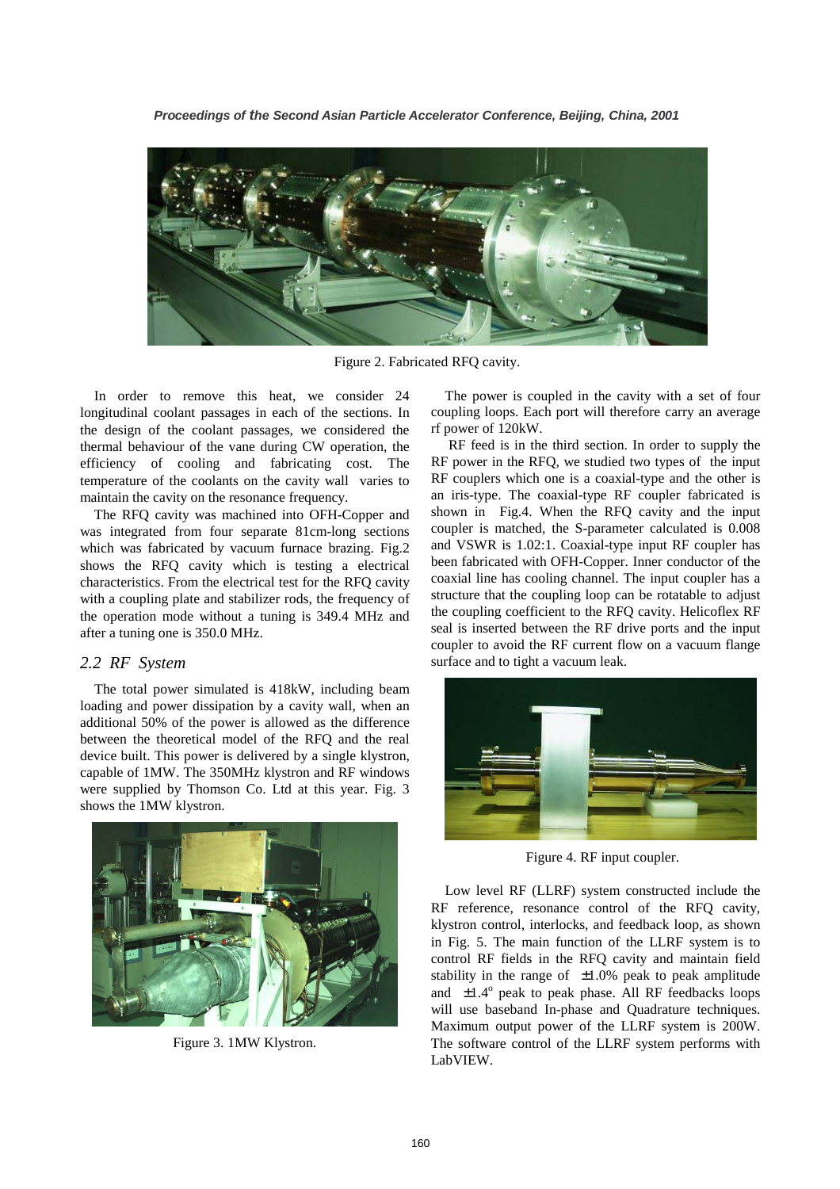Figure 2. Fabricated RFQ cavity.

In order to remove this heat, we consider 24 longitudinal coolant passages in each of the sections. In the design of the coolant passages, we considered the thermal behaviour of the vane during CW operation, the efficiency of cooling and fabricating cost. The temperature of the coolants on the cavity wall varies to maintain the cavity on the resonance frequency.

The RFQ cavity was machined into OFH-Copper and was integrated from four separate 81cm-long sections which was fabricated by vacuum furnace brazing. Fig.2 shows the RFQ cavity which is testing a electrical characteristics. From the electrical test for the RFQ cavity with a coupling plate and stabilizer rods, the frequency of the operation mode without a tuning is 349.4 MHz and after a tuning one is 350.0 MHz.

## *2.2 RF System*

The total power simulated is 418kW, including beam loading and power dissipation by a cavity wall, when an additional 50% of the power is allowed as the difference between the theoretical model of the RFQ and the real device built. This power is delivered by a single klystron, capable of 1MW. The 350MHz klystron and RF windows were supplied by Thomson Co. Ltd at this year. Fig. 3 shows the 1MW klystron.

Figure 3. 1MW Klystron.

The power is coupled in the cavity with a set of four coupling loops. Each port will therefore carry an average rf power of 120kW.

RF feed is in the third section. In order to supply the RF power in the RFQ, we studied two types of the input RF couplers which one is a coaxial-type and the other is an iris-type. The coaxial-type RF coupler fabricated is shown in Fig.4. When the RFQ cavity and the input coupler is matched, the S-parameter calculated is 0.008 and VSWR is 1.02:1. Coaxial-type input RF coupler has been fabricated with OFH-Copper. Inner conductor of the coaxial line has cooling channel. The input coupler has a structure that the coupling loop can be rotatable to adjust the coupling coefficient to the RFQ cavity. Helicoflex RF seal is inserted between the RF drive ports and the input coupler to avoid the RF current flow on a vacuum flange surface and to tight a vacuum leak.

Figure 4. RF input coupler.

Low level RF (LLRF) system constructed include the RF reference, resonance control of the RFQ cavity, klystron control, interlocks, and feedback loop, as shown in Fig. 5. The main function of the LLRF system is to control RF fields in the RFQ cavity and maintain field stability in the range of ±1.0% peak to peak amplitude and ±1.4$^{o}$ peak to peak phase. All RF feedbacks loops will use baseband In-phase and Quadrature techniques. Maximum output power of the LLRF system is 200W. The software control of the LLRF system performs with LabVIEW.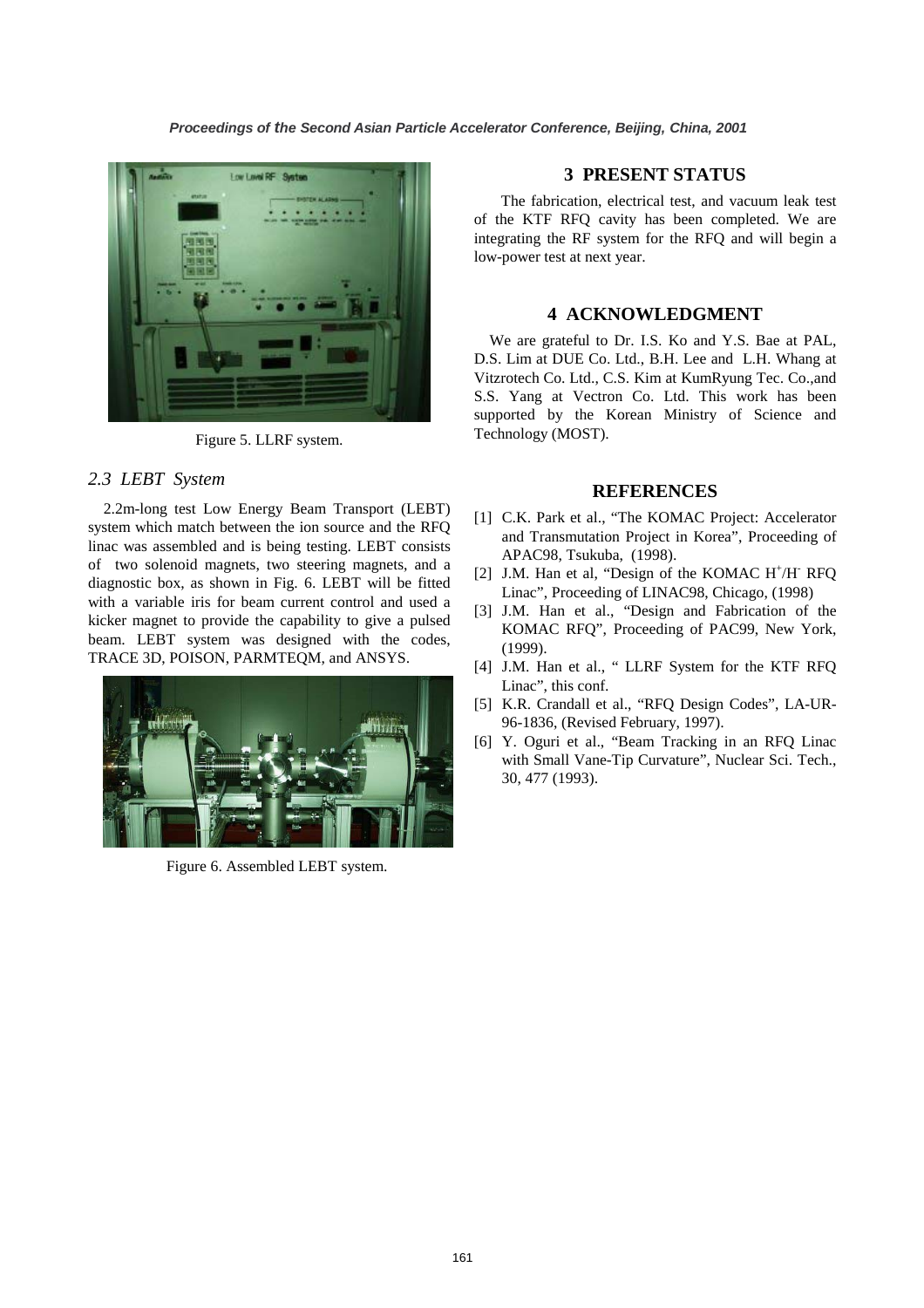Figure 5. LLRF system.

### 2.3 LEBT System

2.2m-long test Low Energy Beam Transport (LEBT) system which match between the ion source and the RFQ linac was assembled and is being testing. LEBT consists of two solenoid magnets, two steering magnets, and a diagnostic box, as shown in Fig. 6. LEBT will be fitted with a variable iris for beam current control and used a kicker magnet to provide the capability to give a pulsed beam. LEBT system was designed with the codes, TRACE 3D, POISON, PARMTEQM, and ANSYS.

Figure 6. Assembled LEBT system.

## 3 PRESENT STATUS

The fabrication, electrical test, and vacuum leak test of the KTF RFQ cavity has been completed. We are integrating the RF system for the RFQ and will begin a low-power test at next year.

## 4 ACKNOWLEDGMENT

We are grateful to Dr. I.S. Ko and Y.S. Bae at PAL, D.S. Lim at DUE Co. Ltd., B.H. Lee and L.H. Whang at Vitzrotech Co. Ltd., C.S. Kim at KumRyung Tec. Co.,and S.S. Yang at Vectron Co. Ltd. This work has been supported by the Korean Ministry of Science and Technology (MOST).

## REFERENCES

[1] C.K. Park et al., "The KOMAC Project: Accelerator and Transmutation Project in Korea", Proceeding of APAC98, Tsukuba, (1998).

[2] J.M. Han et al, "Design of the KOMAC $H^+/H^-$ RFQ Linac", Proceeding of LINAC98, Chicago, (1998)

[3] J.M. Han et al., "Design and Fabrication of the KOMAC RFQ", Proceeding of PAC99, New York, (1999).

[4] J.M. Han et al., " LLRF System for the KTF RFQ Linac", this conf.

[5] K.R. Crandall et al., "RFQ Design Codes", LA-UR-96-1836, (Revised February, 1997).

[6] Y. Oguri et al., "Beam Tracking in an RFQ Linac with Small Vane-Tip Curvature", Nuclear Sci. Tech., 30, 477 (1993).